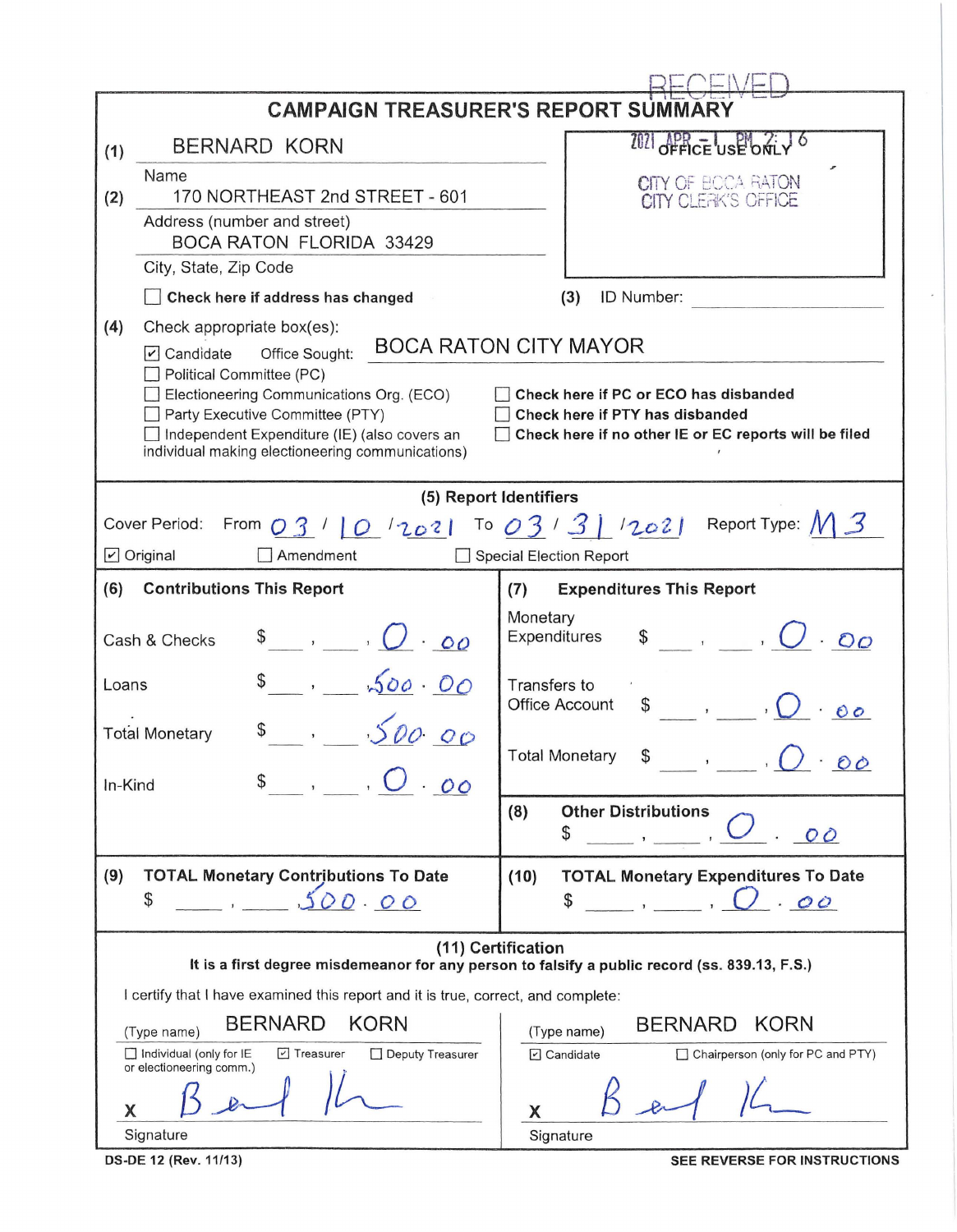RECEIVED

# CAMPAIGN TREASURER'S REPORT SUMMARY

2021 APR -1 PM 2:16
OFFICE USE ONLY
CITY OF BOCA RATON
CITY CLERK'S OFFICE

(1) BERNARD KORN
Name

(2) 170 NORTHEAST 2nd STREET - 601
Address (number and street)
BOCA RATON FLORIDA 33429
City, State, Zip Code

☐ **Check here if address has changed**

(3) ID Number:

(4) Check appropriate box(es):

☑ Candidate Office Sought: BOCA RATON CITY MAYOR
☐ Political Committee (PC)
☐ Electioneering Communications Org. (ECO)
☐ Party Executive Committee (PTY)
☐ Independent Expenditure (IE) (also covers an individual making electioneering communications)

☐ **Check here if PC or ECO has disbanded**
☐ **Check here if PTY has disbanded**
☐ **Check here if no other IE or EC reports will be filed**

## (5) Report Identifiers

Cover Period: From 03/10/2021 To 03/31/2021 Report Type: M3

☑ Original ☐ Amendment ☐ Special Election Report

| (6) Contributions This Report | | (7) Expenditures This Report | |
|---|---|---|---|
| Cash & Checks | $ 0.00 | Monetary Expenditures | $ 0.00 |
| Loans | $ 500.00 | Transfers to Office Account | $ 0.00 |
| Total Monetary | $ 500.00 | Total Monetary | $ 0.00 |
| In-Kind | $ 0.00 | (8) Other Distributions | $ 0.00 |
| (9) TOTAL Monetary Contributions To Date | $ 500.00 | (10) TOTAL Monetary Expenditures To Date | $ 0.00 |

## (11) Certification

**It is a first degree misdemeanor for any person to falsify a public record (ss. 839.13, F.S.)**

I certify that I have examined this report and it is true, correct, and complete:

(Type name) BERNARD KORN
☐ Individual (only for IE or electioneering comm.) ☑ Treasurer ☐ Deputy Treasurer
X [signature]
Signature

(Type name) BERNARD KORN
☑ Candidate ☐ Chairperson (only for PC and PTY)
X [signature]
Signature

DS-DE 12 (Rev. 11/13) SEE REVERSE FOR INSTRUCTIONS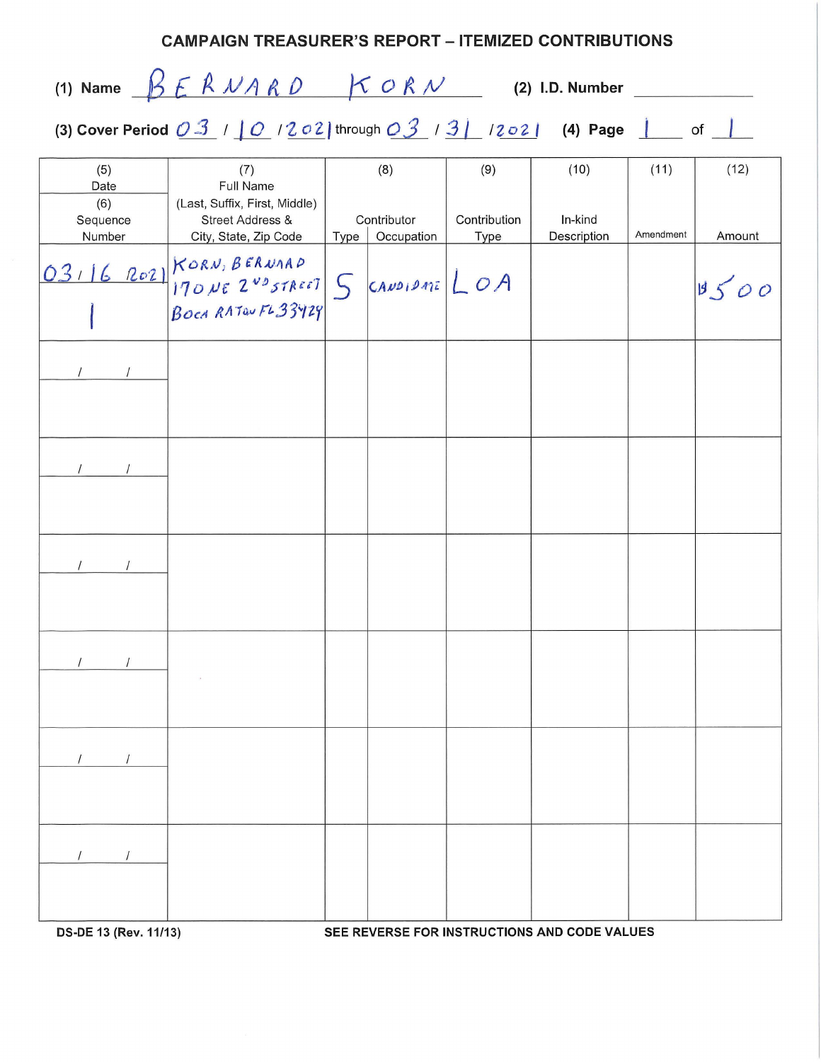# CAMPAIGN TREASURER'S REPORT – ITEMIZED CONTRIBUTIONS

(1) Name BERNARD KORN (2) I.D. Number \_\_\_\_\_\_\_\_

(3) Cover Period 03 / 10 / 2021 through 03 / 31 / 2021 (4) Page 1 of 1

| (5) Date / (6) Sequence Number | (7) Full Name (Last, Suffix, First, Middle) Street Address & City, State, Zip Code | (8) Contributor Type | (8) Contributor Occupation | (9) Contribution Type | (10) In-kind Description | (11) Amendment | (12) Amount |
|---|---|---|---|---|---|---|---|
| 03/16/2021 1 | KORN, BERNARD 170 NE 2ND STREET BOCA RATON FL 33429 | S | CANDIDATE | LOA | | | 8500 |
| / / | | | | | | | |
| / / | | | | | | | |
| / / | | | | | | | |
| / / | | | | | | | |
| / / | | | | | | | |
| / / | | | | | | | |

DS-DE 13 (Rev. 11/13) SEE REVERSE FOR INSTRUCTIONS AND CODE VALUES